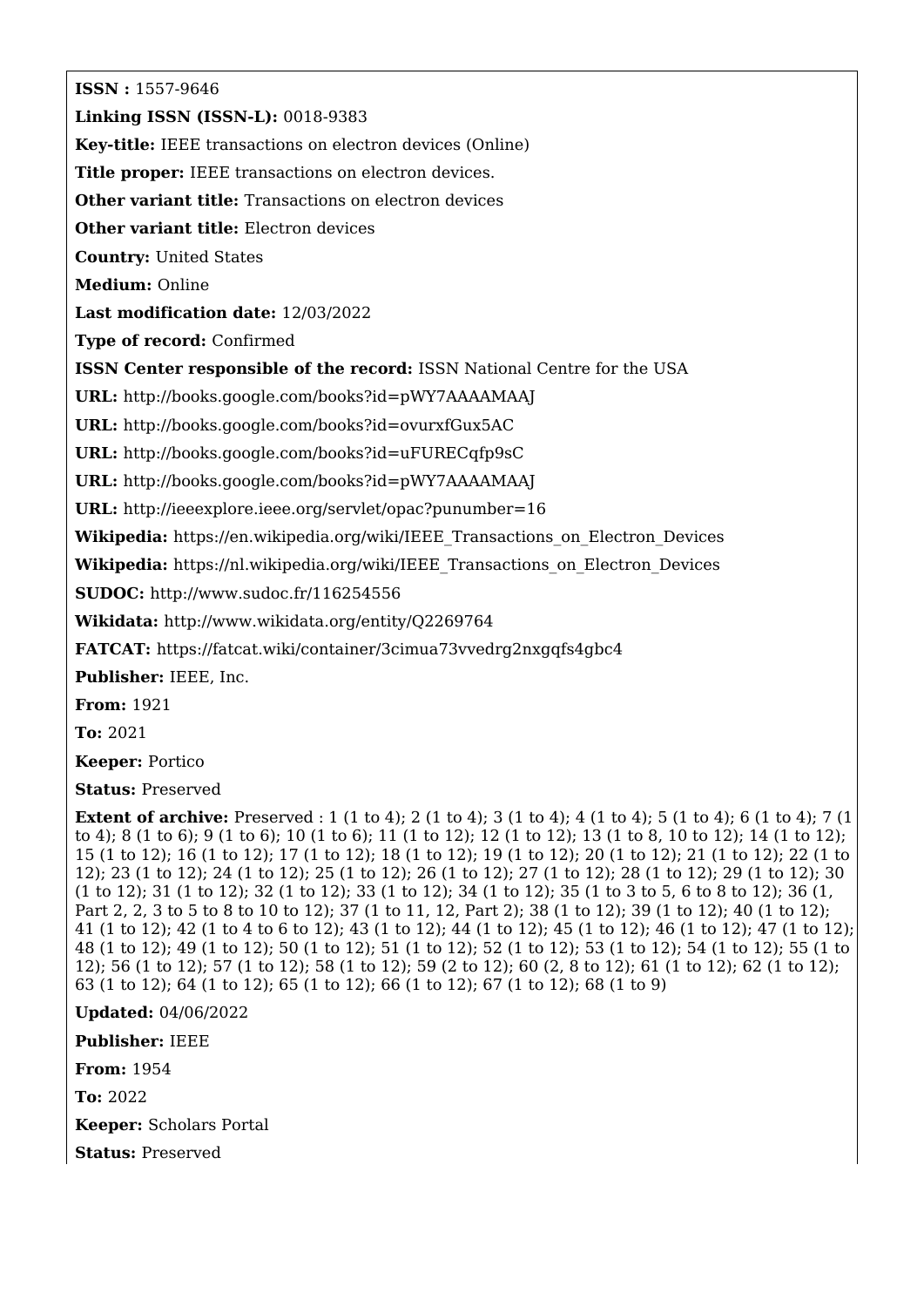**ISSN :** 1557-9646

**Linking ISSN (ISSN-L):** 0018-9383

**Key-title:** IEEE transactions on electron devices (Online)

**Title proper:** IEEE transactions on electron devices.

**Other variant title:** Transactions on electron devices

**Other variant title:** Electron devices

**Country:** United States

**Medium:** Online

**Last modification date:** 12/03/2022

**Type of record:** Confirmed

**ISSN Center responsible of the record:** ISSN National Centre for the USA

**URL:** http://books.google.com/books?id=pWY7AAAAMAAJ

**URL:** http://books.google.com/books?id=ovurxfGux5AC

**URL:** http://books.google.com/books?id=uFURECqfp9sC

**URL:** http://books.google.com/books?id=pWY7AAAAMAAJ

**URL:** http://ieeexplore.ieee.org/servlet/opac?punumber=16

**Wikipedia:** https://en.wikipedia.org/wiki/IEEE_Transactions_on_Electron_Devices

**Wikipedia:** https://nl.wikipedia.org/wiki/IEEE_Transactions_on_Electron_Devices

**SUDOC:** http://www.sudoc.fr/116254556

**Wikidata:** http://www.wikidata.org/entity/Q2269764

**FATCAT:** https://fatcat.wiki/container/3cimua73vvedrg2nxgqfs4gbc4

**Publisher:** IEEE, Inc.

**From:** 1921

**To:** 2021

**Keeper:** Portico

**Status:** Preserved

**Extent of archive:** Preserved : 1 (1 to 4); 2 (1 to 4); 3 (1 to 4); 4 (1 to 4); 5 (1 to 4); 6 (1 to 4); 7 (1 to 4); 8 (1 to 6); 9 (1 to 6); 10 (1 to 6); 11 (1 to 12); 12 (1 to 12); 13 (1 to 8, 10 to 12); 14 (1 to 12); 15 (1 to 12); 16 (1 to 12); 17 (1 to 12); 18 (1 to 12); 19 (1 to 12); 20 (1 to 12); 21 (1 to 12); 22 (1 to 12); 23 (1 to 12); 24 (1 to 12); 25 (1 to 12); 26 (1 to 12); 27 (1 to 12); 28 (1 to 12); 29 (1 to 12); 30 (1 to 12); 31 (1 to 12); 32 (1 to 12); 33 (1 to 12); 34 (1 to 12); 35 (1 to 3 to 5, 6 to 8 to 12); 36 (1, Part 2, 2, 3 to 5 to 8 to 10 to 12); 37 (1 to 11, 12, Part 2); 38 (1 to 12); 39 (1 to 12); 40 (1 to 12); 41 (1 to 12); 42 (1 to 4 to 6 to 12); 43 (1 to 12); 44 (1 to 12); 45 (1 to 12); 46 (1 to 12); 47 (1 to 12); 48 (1 to 12); 49 (1 to 12); 50 (1 to 12); 51 (1 to 12); 52 (1 to 12); 53 (1 to 12); 54 (1 to 12); 55 (1 to 12); 56 (1 to 12); 57 (1 to 12); 58 (1 to 12); 59 (2 to 12); 60 (2, 8 to 12); 61 (1 to 12); 62 (1 to 12); 63 (1 to 12); 64 (1 to 12); 65 (1 to 12); 66 (1 to 12); 67 (1 to 12); 68 (1 to 9)

**Updated:** 04/06/2022

**Publisher:** IEEE

**From:** 1954

**To:** 2022

**Keeper:** Scholars Portal

**Status:** Preserved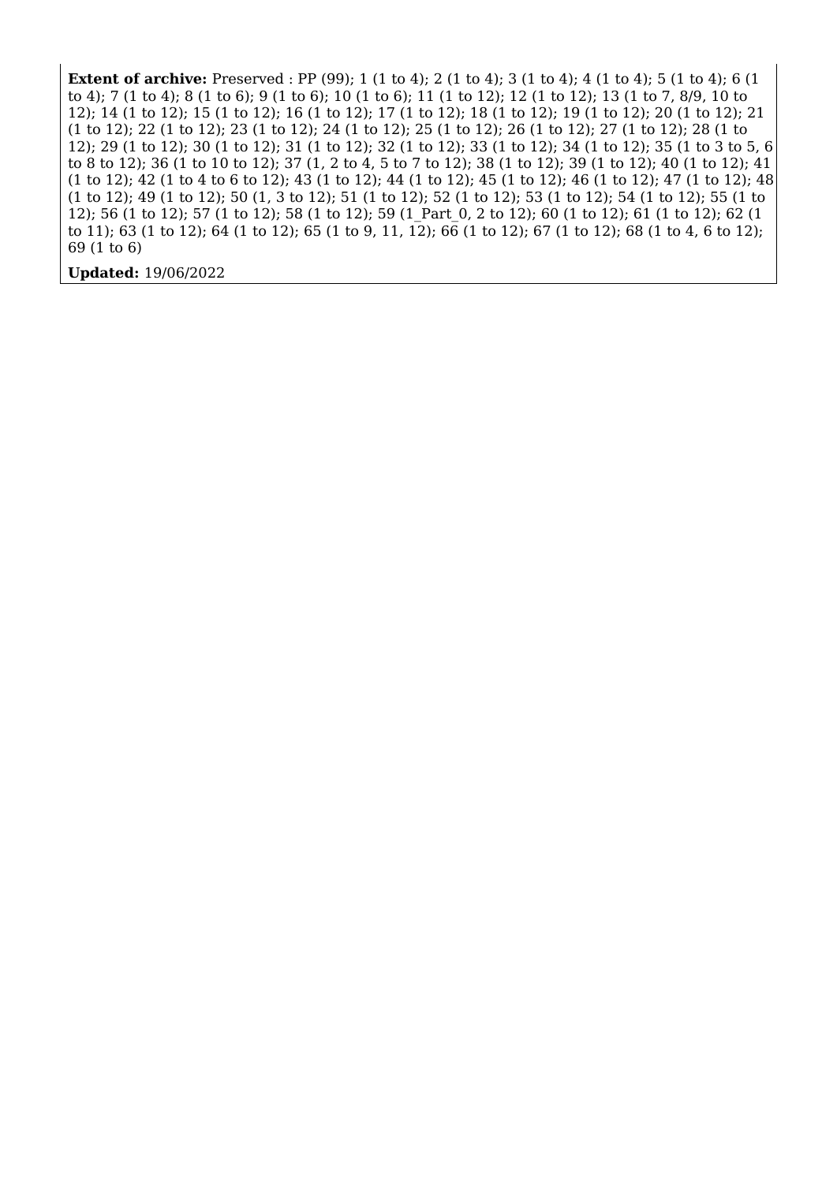**Extent of archive:** Preserved : PP (99); 1 (1 to 4); 2 (1 to 4); 3 (1 to 4); 4 (1 to 4); 5 (1 to 4); 6 (1 to 4); 7 (1 to 4); 8 (1 to 6); 9 (1 to 6); 10 (1 to 6); 11 (1 to 12); 12 (1 to 12); 13 (1 to 7, 8/9, 10 to 12); 14 (1 to 12); 15 (1 to 12); 16 (1 to 12); 17 (1 to 12); 18 (1 to 12); 19 (1 to 12); 20 (1 to 12); 21 (1 to 12); 22 (1 to 12); 23 (1 to 12); 24 (1 to 12); 25 (1 to 12); 26 (1 to 12); 27 (1 to 12); 28 (1 to 12); 29 (1 to 12); 30 (1 to 12); 31 (1 to 12); 32 (1 to 12); 33 (1 to 12); 34 (1 to 12); 35 (1 to 3 to 5, 6 to 8 to 12); 36 (1 to 10 to 12); 37 (1, 2 to 4, 5 to 7 to 12); 38 (1 to 12); 39 (1 to 12); 40 (1 to 12); 41 (1 to 12); 42 (1 to 4 to 6 to 12); 43 (1 to 12); 44 (1 to 12); 45 (1 to 12); 46 (1 to 12); 47 (1 to 12); 48 (1 to 12); 49 (1 to 12); 50 (1, 3 to 12); 51 (1 to 12); 52 (1 to 12); 53 (1 to 12); 54 (1 to 12); 55 (1 to 12); 56 (1 to 12); 57 (1 to 12); 58 (1 to 12); 59 (1_Part_0, 2 to 12); 60 (1 to 12); 61 (1 to 12); 62 (1 to 11); 63 (1 to 12); 64 (1 to 12); 65 (1 to 9, 11, 12); 66 (1 to 12); 67 (1 to 12); 68 (1 to 4, 6 to 12); 69 (1 to 6)

**Updated:** 19/06/2022